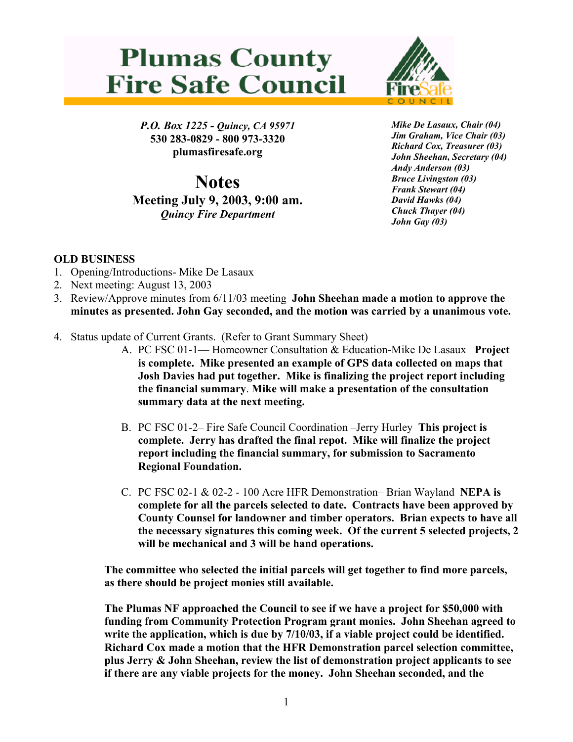# Plumas County Fire Safe Council

*P.O. Box 1225 - Quincy, CA 95971*
**530 283-0829 - 800 973-3320**
**plumasfiresafe.org**

*Mike De Lasaux, Chair (04)*
*Jim Graham, Vice Chair (03)*
*Richard Cox, Treasurer (03)*
*John Sheehan, Secretary (04)*
*Andy Anderson (03)*
*Bruce Livingston (03)*
*Frank Stewart (04)*
*David Hawks (04)*
*Chuck Thayer (04)*
*John Gay (03)*

# Notes

## Meeting July 9, 2003, 9:00 am.

*Quincy Fire Department*

**OLD BUSINESS**

1. Opening/Introductions- Mike De Lasaux
2. Next meeting: August 13, 2003
3. Review/Approve minutes from 6/11/03 meeting **John Sheehan made a motion to approve the minutes as presented. John Gay seconded, and the motion was carried by a unanimous vote.**
4. Status update of Current Grants. (Refer to Grant Summary Sheet)
   A. PC FSC 01-1— Homeowner Consultation & Education-Mike De Lasaux **Project is complete. Mike presented an example of GPS data collected on maps that Josh Davies had put together. Mike is finalizing the project report including the financial summary**. **Mike will make a presentation of the consultation summary data at the next meeting.**

   B. PC FSC 01-2– Fire Safe Council Coordination –Jerry Hurley **This project is complete. Jerry has drafted the final repot. Mike will finalize the project report including the financial summary, for submission to Sacramento Regional Foundation.**

   C. PC FSC 02-1 & 02-2 - 100 Acre HFR Demonstration– Brian Wayland **NEPA is complete for all the parcels selected to date. Contracts have been approved by County Counsel for landowner and timber operators. Brian expects to have all the necessary signatures this coming week. Of the current 5 selected projects, 2 will be mechanical and 3 will be hand operations.**

   **The committee who selected the initial parcels will get together to find more parcels, as there should be project monies still available.**

   **The Plumas NF approached the Council to see if we have a project for $50,000 with funding from Community Protection Program grant monies. John Sheehan agreed to write the application, which is due by 7/10/03, if a viable project could be identified. Richard Cox made a motion that the HFR Demonstration parcel selection committee, plus Jerry & John Sheehan, review the list of demonstration project applicants to see if there are any viable projects for the money. John Sheehan seconded, and the**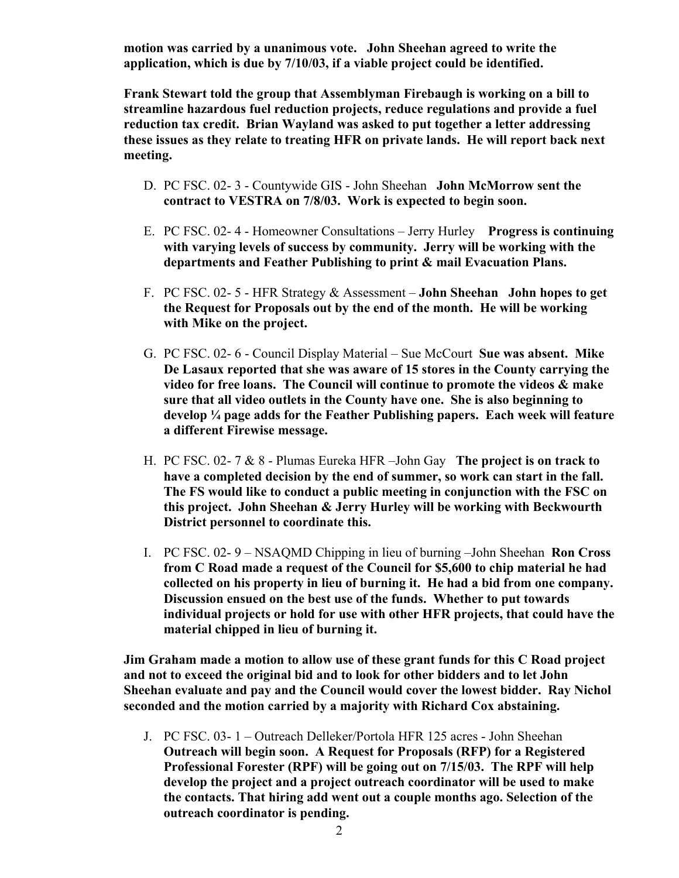**motion was carried by a unanimous vote. John Sheehan agreed to write the application, which is due by 7/10/03, if a viable project could be identified.**

**Frank Stewart told the group that Assemblyman Firebaugh is working on a bill to streamline hazardous fuel reduction projects, reduce regulations and provide a fuel reduction tax credit. Brian Wayland was asked to put together a letter addressing these issues as they relate to treating HFR on private lands. He will report back next meeting.**

D. PC FSC. 02- 3 - Countywide GIS - John Sheehan **John McMorrow sent the contract to VESTRA on 7/8/03. Work is expected to begin soon.**

E. PC FSC. 02- 4 - Homeowner Consultations – Jerry Hurley **Progress is continuing with varying levels of success by community. Jerry will be working with the departments and Feather Publishing to print & mail Evacuation Plans.**

F. PC FSC. 02- 5 - HFR Strategy & Assessment – **John Sheehan John hopes to get the Request for Proposals out by the end of the month. He will be working with Mike on the project.**

G. PC FSC. 02- 6 - Council Display Material – Sue McCourt **Sue was absent. Mike De Lasaux reported that she was aware of 15 stores in the County carrying the video for free loans. The Council will continue to promote the videos & make sure that all video outlets in the County have one. She is also beginning to develop ¼ page adds for the Feather Publishing papers. Each week will feature a different Firewise message.**

H. PC FSC. 02- 7 & 8 - Plumas Eureka HFR –John Gay **The project is on track to have a completed decision by the end of summer, so work can start in the fall. The FS would like to conduct a public meeting in conjunction with the FSC on this project. John Sheehan & Jerry Hurley will be working with Beckwourth District personnel to coordinate this.**

I. PC FSC. 02- 9 – NSAQMD Chipping in lieu of burning –John Sheehan **Ron Cross from C Road made a request of the Council for $5,600 to chip material he had collected on his property in lieu of burning it. He had a bid from one company. Discussion ensued on the best use of the funds. Whether to put towards individual projects or hold for use with other HFR projects, that could have the material chipped in lieu of burning it.**

**Jim Graham made a motion to allow use of these grant funds for this C Road project and not to exceed the original bid and to look for other bidders and to let John Sheehan evaluate and pay and the Council would cover the lowest bidder. Ray Nichol seconded and the motion carried by a majority with Richard Cox abstaining.**

J. PC FSC. 03- 1 – Outreach Delleker/Portola HFR 125 acres - John Sheehan **Outreach will begin soon. A Request for Proposals (RFP) for a Registered Professional Forester (RPF) will be going out on 7/15/03. The RPF will help develop the project and a project outreach coordinator will be used to make the contacts. That hiring add went out a couple months ago. Selection of the outreach coordinator is pending.**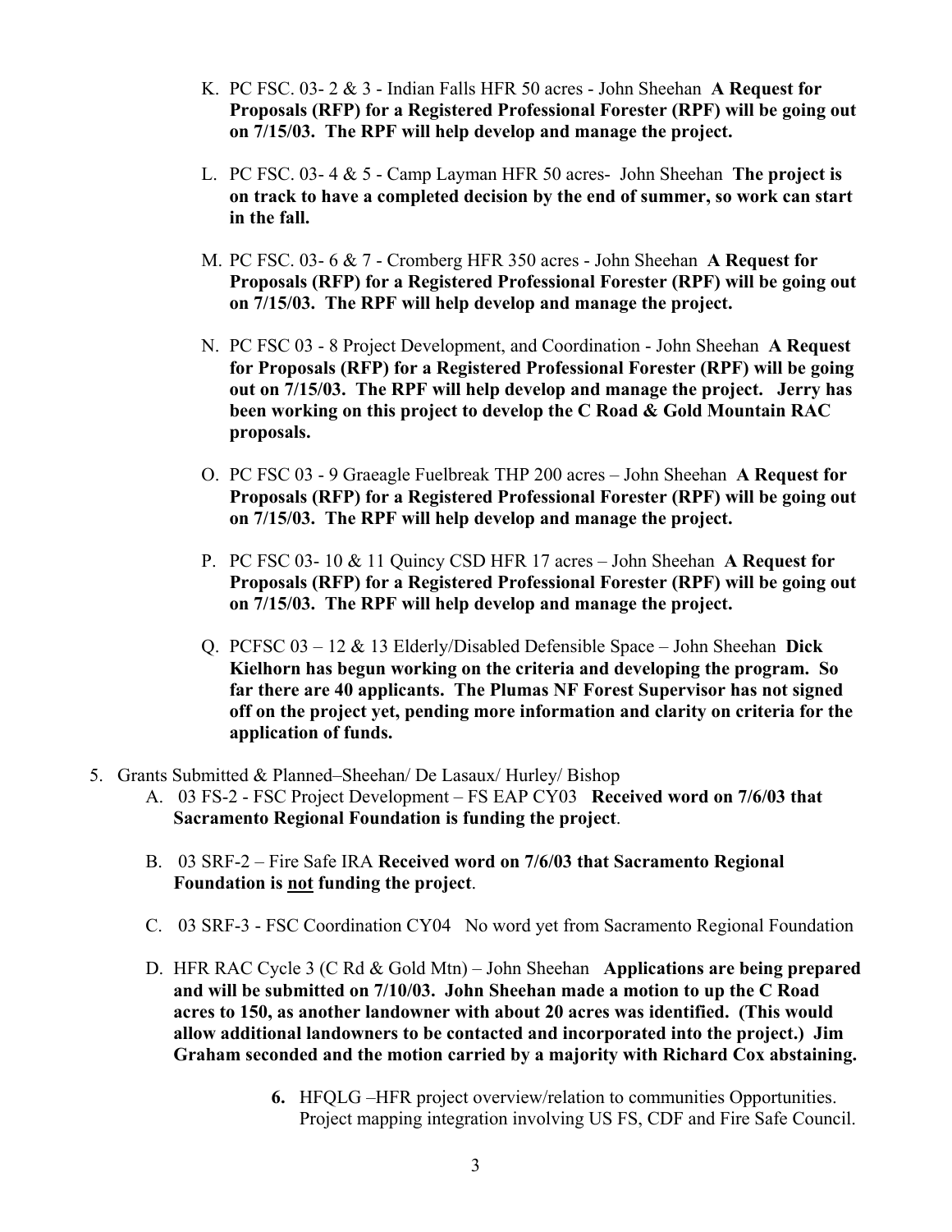K. PC FSC. 03- 2 & 3 - Indian Falls HFR 50 acres - John Sheehan **A Request for Proposals (RFP) for a Registered Professional Forester (RPF) will be going out on 7/15/03. The RPF will help develop and manage the project.**

L. PC FSC. 03- 4 & 5 - Camp Layman HFR 50 acres- John Sheehan **The project is on track to have a completed decision by the end of summer, so work can start in the fall.**

M. PC FSC. 03- 6 & 7 - Cromberg HFR 350 acres - John Sheehan **A Request for Proposals (RFP) for a Registered Professional Forester (RPF) will be going out on 7/15/03. The RPF will help develop and manage the project.**

N. PC FSC 03 - 8 Project Development, and Coordination - John Sheehan **A Request for Proposals (RFP) for a Registered Professional Forester (RPF) will be going out on 7/15/03. The RPF will help develop and manage the project. Jerry has been working on this project to develop the C Road & Gold Mountain RAC proposals.**

O. PC FSC 03 - 9 Graeagle Fuelbreak THP 200 acres – John Sheehan **A Request for Proposals (RFP) for a Registered Professional Forester (RPF) will be going out on 7/15/03. The RPF will help develop and manage the project.**

P. PC FSC 03- 10 & 11 Quincy CSD HFR 17 acres – John Sheehan **A Request for Proposals (RFP) for a Registered Professional Forester (RPF) will be going out on 7/15/03. The RPF will help develop and manage the project.**

Q. PCFSC 03 – 12 & 13 Elderly/Disabled Defensible Space – John Sheehan **Dick Kielhorn has begun working on the criteria and developing the program. So far there are 40 applicants. The Plumas NF Forest Supervisor has not signed off on the project yet, pending more information and clarity on criteria for the application of funds.**

5. Grants Submitted & Planned–Sheehan/ De Lasaux/ Hurley/ Bishop

   A. 03 FS-2 - FSC Project Development – FS EAP CY03 **Received word on 7/6/03 that Sacramento Regional Foundation is funding the project**.

   B. 03 SRF-2 – Fire Safe IRA **Received word on 7/6/03 that Sacramento Regional Foundation is <u>not</u> funding the project**.

   C. 03 SRF-3 - FSC Coordination CY04 No word yet from Sacramento Regional Foundation

   D. HFR RAC Cycle 3 (C Rd & Gold Mtn) – John Sheehan **Applications are being prepared and will be submitted on 7/10/03. John Sheehan made a motion to up the C Road acres to 150, as another landowner with about 20 acres was identified. (This would allow additional landowners to be contacted and incorporated into the project.) Jim Graham seconded and the motion carried by a majority with Richard Cox abstaining.**

**6.** HFQLG –HFR project overview/relation to communities Opportunities. Project mapping integration involving US FS, CDF and Fire Safe Council.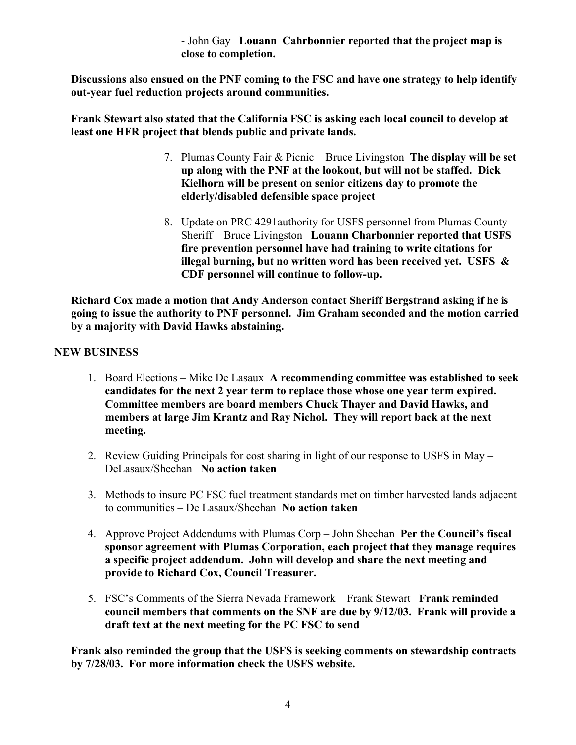- John Gay **Louann Cahrbonnier reported that the project map is close to completion.**

**Discussions also ensued on the PNF coming to the FSC and have one strategy to help identify out-year fuel reduction projects around communities.**

**Frank Stewart also stated that the California FSC is asking each local council to develop at least one HFR project that blends public and private lands.**

7. Plumas County Fair & Picnic – Bruce Livingston **The display will be set up along with the PNF at the lookout, but will not be staffed. Dick Kielhorn will be present on senior citizens day to promote the elderly/disabled defensible space project**

8. Update on PRC 4291authority for USFS personnel from Plumas County Sheriff – Bruce Livingston **Louann Charbonnier reported that USFS fire prevention personnel have had training to write citations for illegal burning, but no written word has been received yet. USFS & CDF personnel will continue to follow-up.**

**Richard Cox made a motion that Andy Anderson contact Sheriff Bergstrand asking if he is going to issue the authority to PNF personnel. Jim Graham seconded and the motion carried by a majority with David Hawks abstaining.**

## NEW BUSINESS

1. Board Elections – Mike De Lasaux **A recommending committee was established to seek candidates for the next 2 year term to replace those whose one year term expired. Committee members are board members Chuck Thayer and David Hawks, and members at large Jim Krantz and Ray Nichol. They will report back at the next meeting.**

2. Review Guiding Principals for cost sharing in light of our response to USFS in May – DeLasaux/Sheehan **No action taken**

3. Methods to insure PC FSC fuel treatment standards met on timber harvested lands adjacent to communities – De Lasaux/Sheehan **No action taken**

4. Approve Project Addendums with Plumas Corp – John Sheehan **Per the Council's fiscal sponsor agreement with Plumas Corporation, each project that they manage requires a specific project addendum. John will develop and share the next meeting and provide to Richard Cox, Council Treasurer.**

5. FSC's Comments of the Sierra Nevada Framework – Frank Stewart **Frank reminded council members that comments on the SNF are due by 9/12/03. Frank will provide a draft text at the next meeting for the PC FSC to send**

**Frank also reminded the group that the USFS is seeking comments on stewardship contracts by 7/28/03. For more information check the USFS website.**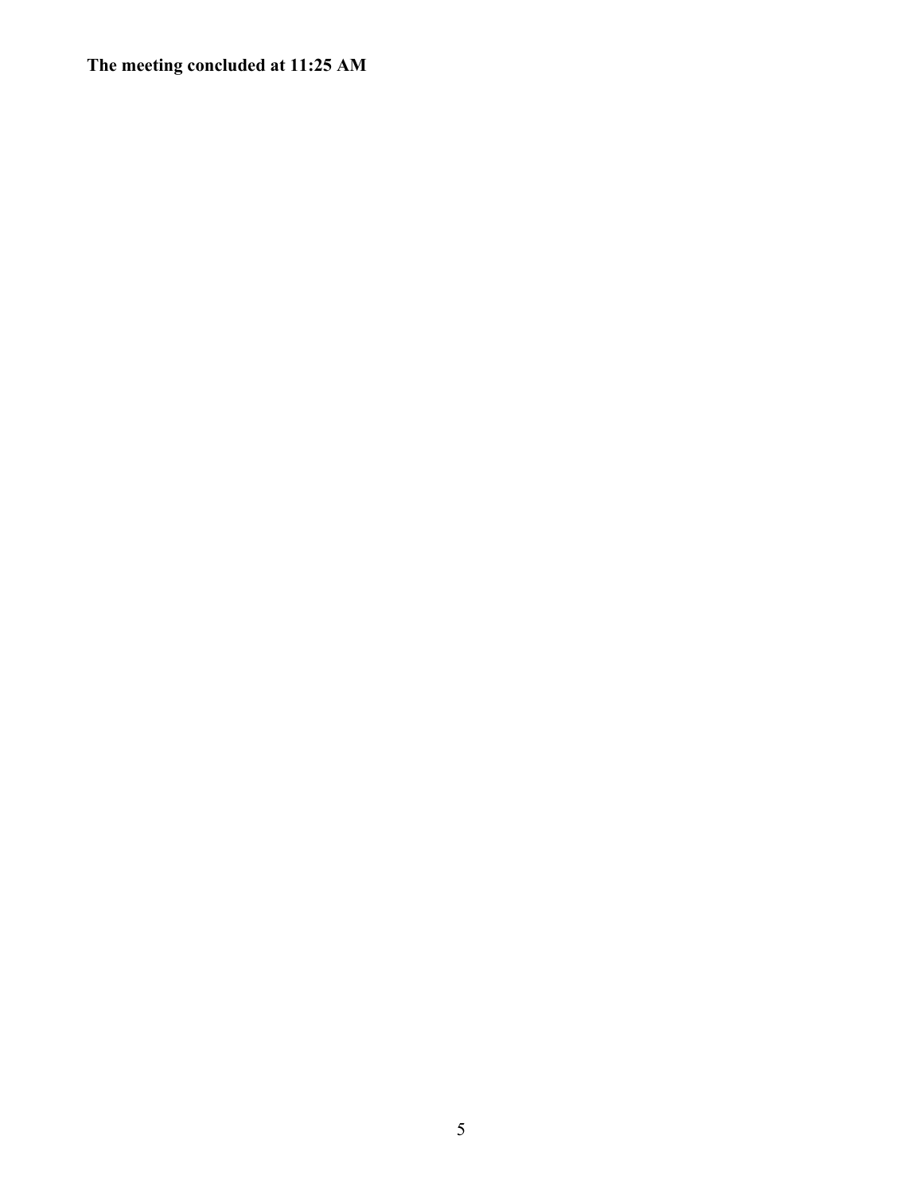**The meeting concluded at 11:25 AM**